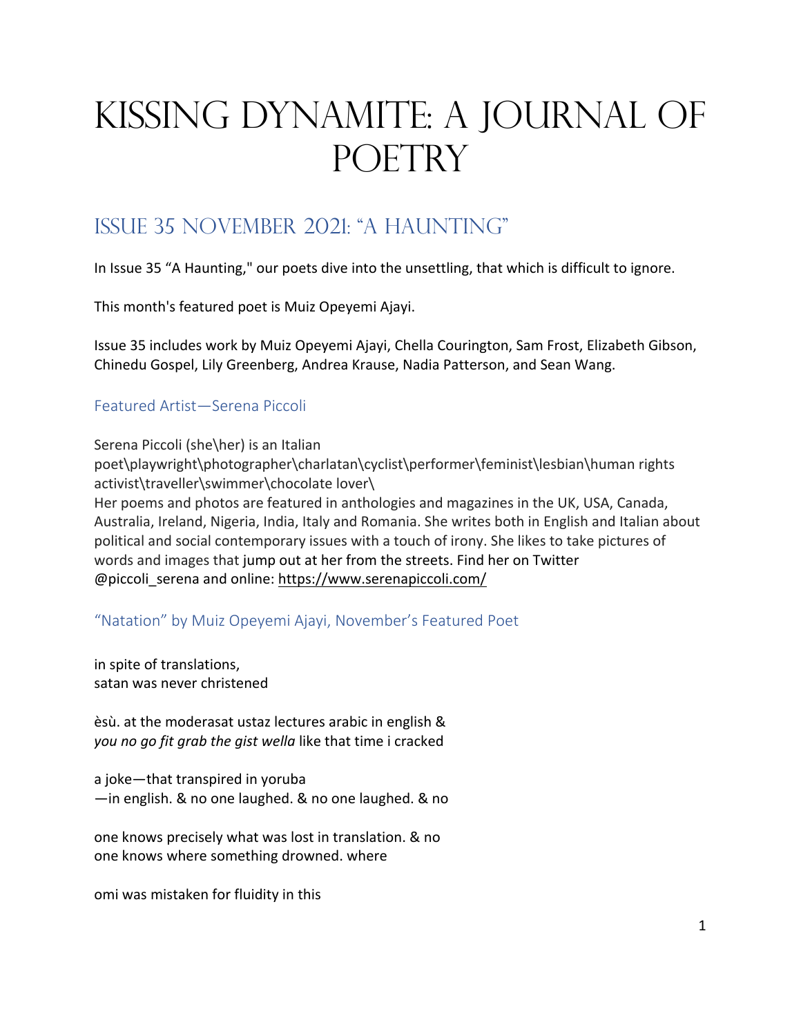# Kissing Dynamite: A Journal of Poetry

## Issue 35 November 2021: "A Haunting"

In Issue 35 "A Haunting," our poets dive into the unsettling, that which is difficult to ignore.

This month's featured poet is Muiz Opeyemi Ajayi.

Issue 35 includes work by Muiz Opeyemi Ajayi, Chella Courington, Sam Frost, Elizabeth Gibson, Chinedu Gospel, Lily Greenberg, Andrea Krause, Nadia Patterson, and Sean Wang.

### Featured Artist—Serena Piccoli

Serena Piccoli (she\her) is an Italian poet\playwright\photographer\charlatan\cyclist\performer\feminist\lesbian\human rights activist\traveller\swimmer\chocolate lover\
Her poems and photos are featured in anthologies and magazines in the UK, USA, Canada, Australia, Ireland, Nigeria, India, Italy and Romania. She writes both in English and Italian about political and social contemporary issues with a touch of irony. She likes to take pictures of words and images that jump out at her from the streets. Find her on Twitter @piccoli_serena and online: https://www.serenapiccoli.com/

### "Natation" by Muiz Opeyemi Ajayi, November's Featured Poet

in spite of translations,
satan was never christened

èsù. at the moderasat ustaz lectures arabic in english &
*you no go fit grab the gist wella* like that time i cracked

a joke—that transpired in yoruba
—in english. & no one laughed. & no one laughed. & no

one knows precisely what was lost in translation. & no
one knows where something drowned. where

omi was mistaken for fluidity in this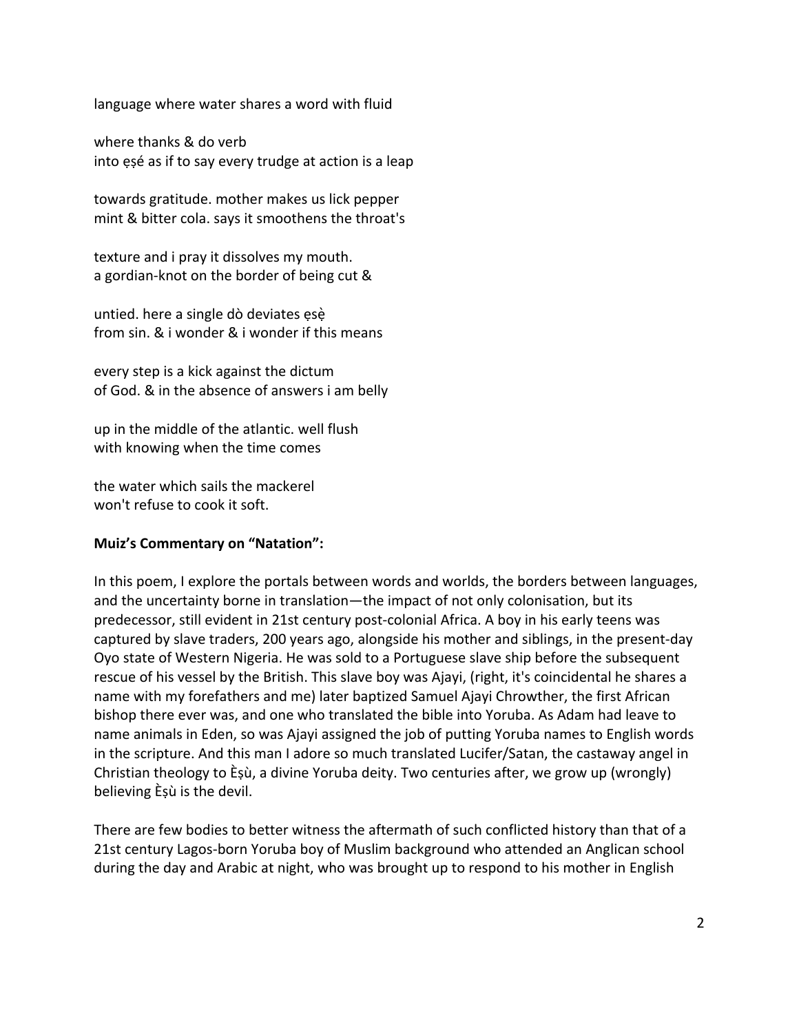language where water shares a word with fluid

where thanks & do verb
into ẹṣé as if to say every trudge at action is a leap

towards gratitude. mother makes us lick pepper
mint & bitter cola. says it smoothens the throat's

texture and i pray it dissolves my mouth.
a gordian-knot on the border of being cut &

untied. here a single dò deviates ẹsẹ̀
from sin. & i wonder & i wonder if this means

every step is a kick against the dictum
of God. & in the absence of answers i am belly

up in the middle of the atlantic. well flush
with knowing when the time comes

the water which sails the mackerel
won't refuse to cook it soft.

**Muiz's Commentary on "Natation":**

In this poem, I explore the portals between words and worlds, the borders between languages, and the uncertainty borne in translation—the impact of not only colonisation, but its predecessor, still evident in 21st century post-colonial Africa. A boy in his early teens was captured by slave traders, 200 years ago, alongside his mother and siblings, in the present-day Oyo state of Western Nigeria. He was sold to a Portuguese slave ship before the subsequent rescue of his vessel by the British. This slave boy was Ajayi, (right, it's coincidental he shares a name with my forefathers and me) later baptized Samuel Ajayi Chrowther, the first African bishop there ever was, and one who translated the bible into Yoruba. As Adam had leave to name animals in Eden, so was Ajayi assigned the job of putting Yoruba names to English words in the scripture. And this man I adore so much translated Lucifer/Satan, the castaway angel in Christian theology to Ẹ̀ṣù, a divine Yoruba deity. Two centuries after, we grow up (wrongly) believing Ẹ̀ṣù is the devil.

There are few bodies to better witness the aftermath of such conflicted history than that of a 21st century Lagos-born Yoruba boy of Muslim background who attended an Anglican school during the day and Arabic at night, who was brought up to respond to his mother in English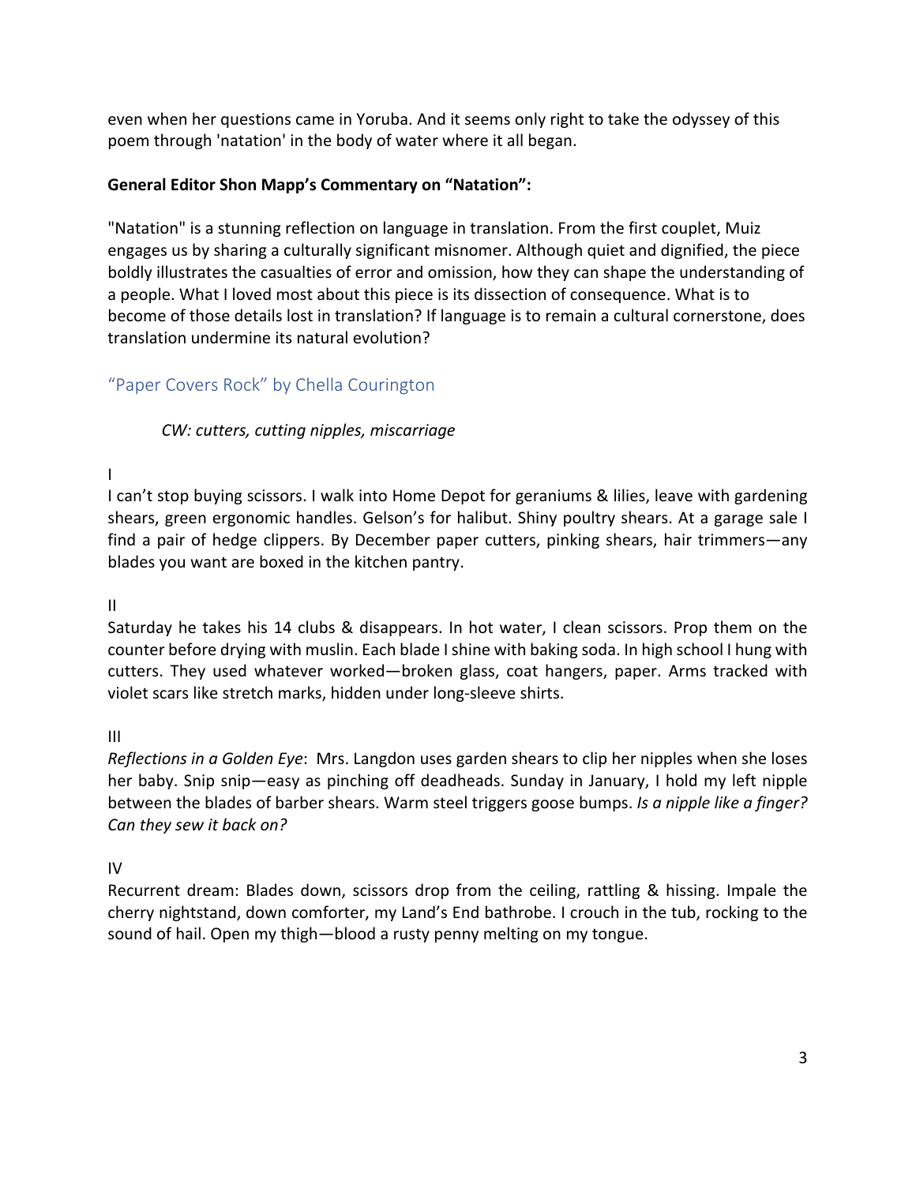even when her questions came in Yoruba. And it seems only right to take the odyssey of this poem through 'natation' in the body of water where it all began.

**General Editor Shon Mapp's Commentary on "Natation":**

"Natation" is a stunning reflection on language in translation. From the first couplet, Muiz engages us by sharing a culturally significant misnomer. Although quiet and dignified, the piece boldly illustrates the casualties of error and omission, how they can shape the understanding of a people. What I loved most about this piece is its dissection of consequence. What is to become of those details lost in translation? If language is to remain a cultural cornerstone, does translation undermine its natural evolution?

## "Paper Covers Rock" by Chella Courington

*CW: cutters, cutting nipples, miscarriage*

I

I can't stop buying scissors. I walk into Home Depot for geraniums & lilies, leave with gardening shears, green ergonomic handles. Gelson's for halibut. Shiny poultry shears. At a garage sale I find a pair of hedge clippers. By December paper cutters, pinking shears, hair trimmers—any blades you want are boxed in the kitchen pantry.

II

Saturday he takes his 14 clubs & disappears. In hot water, I clean scissors. Prop them on the counter before drying with muslin. Each blade I shine with baking soda. In high school I hung with cutters. They used whatever worked—broken glass, coat hangers, paper. Arms tracked with violet scars like stretch marks, hidden under long-sleeve shirts.

III

*Reflections in a Golden Eye*: Mrs. Langdon uses garden shears to clip her nipples when she loses her baby. Snip snip—easy as pinching off deadheads. Sunday in January, I hold my left nipple between the blades of barber shears. Warm steel triggers goose bumps. *Is a nipple like a finger? Can they sew it back on?*

IV

Recurrent dream: Blades down, scissors drop from the ceiling, rattling & hissing. Impale the cherry nightstand, down comforter, my Land's End bathrobe. I crouch in the tub, rocking to the sound of hail. Open my thigh—blood a rusty penny melting on my tongue.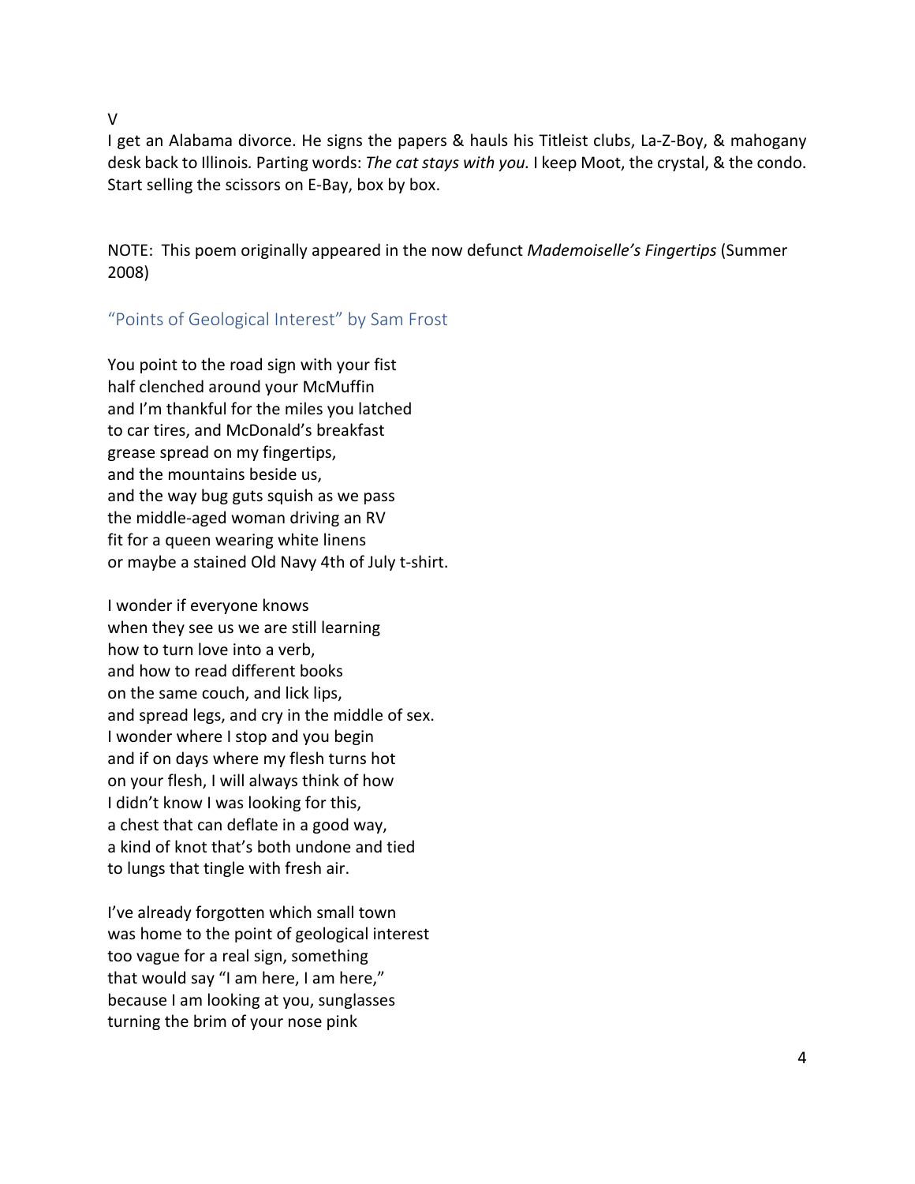V

I get an Alabama divorce. He signs the papers & hauls his Titleist clubs, La-Z-Boy, & mahogany desk back to Illinois. Parting words: *The cat stays with you.* I keep Moot, the crystal, & the condo. Start selling the scissors on E-Bay, box by box.

NOTE: This poem originally appeared in the now defunct *Mademoiselle's Fingertips* (Summer 2008)

## "Points of Geological Interest" by Sam Frost

You point to the road sign with your fist
half clenched around your McMuffin
and I'm thankful for the miles you latched
to car tires, and McDonald's breakfast
grease spread on my fingertips,
and the mountains beside us,
and the way bug guts squish as we pass
the middle-aged woman driving an RV
fit for a queen wearing white linens
or maybe a stained Old Navy 4th of July t-shirt.

I wonder if everyone knows
when they see us we are still learning
how to turn love into a verb,
and how to read different books
on the same couch, and lick lips,
and spread legs, and cry in the middle of sex.
I wonder where I stop and you begin
and if on days where my flesh turns hot
on your flesh, I will always think of how
I didn't know I was looking for this,
a chest that can deflate in a good way,
a kind of knot that's both undone and tied
to lungs that tingle with fresh air.

I've already forgotten which small town
was home to the point of geological interest
too vague for a real sign, something
that would say "I am here, I am here,"
because I am looking at you, sunglasses
turning the brim of your nose pink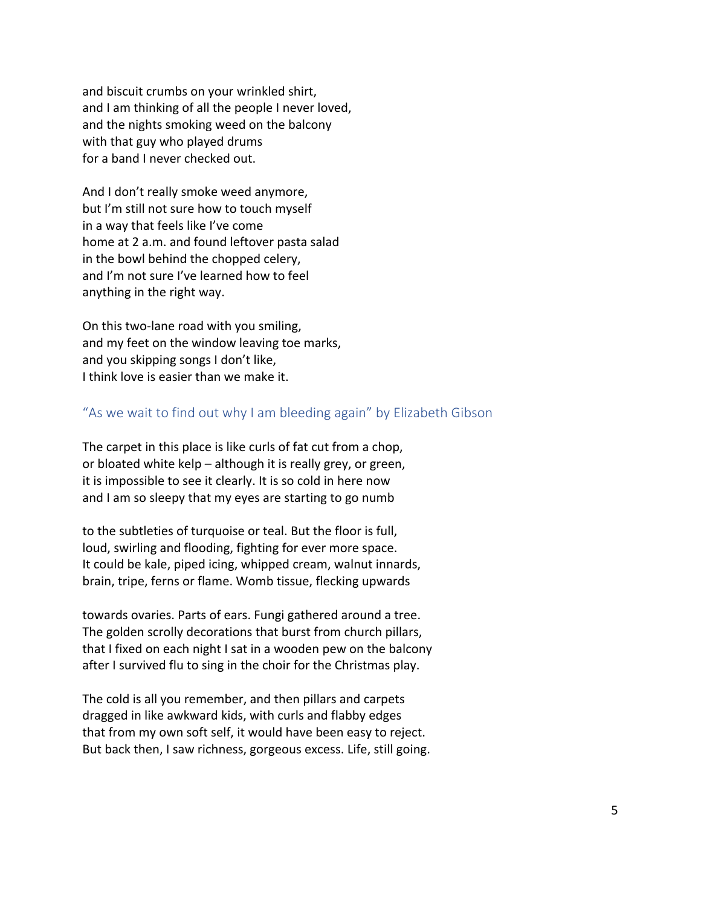and biscuit crumbs on your wrinkled shirt,
and I am thinking of all the people I never loved,
and the nights smoking weed on the balcony
with that guy who played drums
for a band I never checked out.

And I don't really smoke weed anymore,
but I'm still not sure how to touch myself
in a way that feels like I've come
home at 2 a.m. and found leftover pasta salad
in the bowl behind the chopped celery,
and I'm not sure I've learned how to feel
anything in the right way.

On this two-lane road with you smiling,
and my feet on the window leaving toe marks,
and you skipping songs I don't like,
I think love is easier than we make it.

## "As we wait to find out why I am bleeding again" by Elizabeth Gibson

The carpet in this place is like curls of fat cut from a chop,
or bloated white kelp – although it is really grey, or green,
it is impossible to see it clearly. It is so cold in here now
and I am so sleepy that my eyes are starting to go numb

to the subtleties of turquoise or teal. But the floor is full,
loud, swirling and flooding, fighting for ever more space.
It could be kale, piped icing, whipped cream, walnut innards,
brain, tripe, ferns or flame. Womb tissue, flecking upwards

towards ovaries. Parts of ears. Fungi gathered around a tree.
The golden scrolly decorations that burst from church pillars,
that I fixed on each night I sat in a wooden pew on the balcony
after I survived flu to sing in the choir for the Christmas play.

The cold is all you remember, and then pillars and carpets
dragged in like awkward kids, with curls and flabby edges
that from my own soft self, it would have been easy to reject.
But back then, I saw richness, gorgeous excess. Life, still going.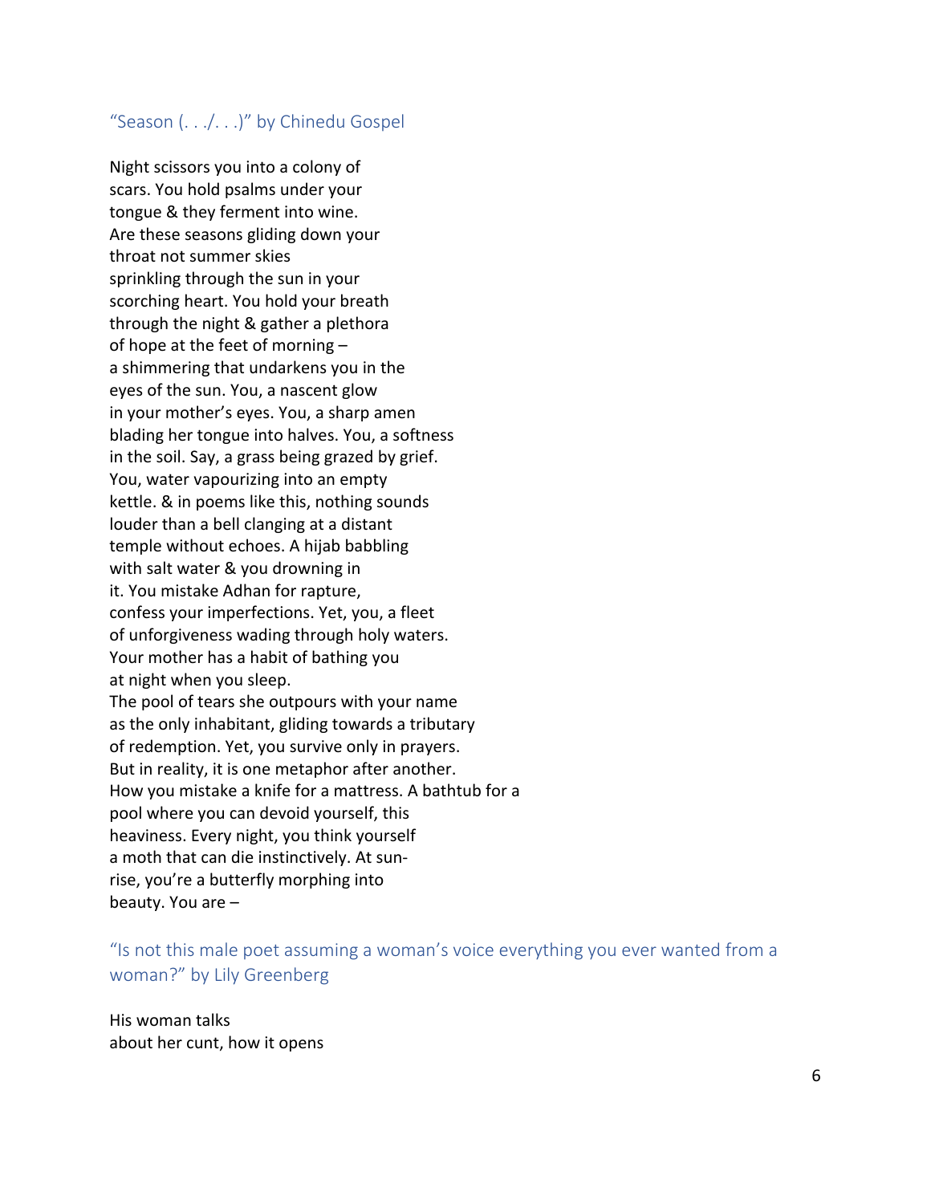### "Season (. . ./. . .)" by Chinedu Gospel

Night scissors you into a colony of  
scars. You hold psalms under your  
tongue & they ferment into wine.  
Are these seasons gliding down your  
throat not summer skies  
sprinkling through the sun in your  
scorching heart. You hold your breath  
through the night & gather a plethora  
of hope at the feet of morning –  
a shimmering that undarkens you in the  
eyes of the sun. You, a nascent glow  
in your mother's eyes. You, a sharp amen  
blading her tongue into halves. You, a softness  
in the soil. Say, a grass being grazed by grief.  
You, water vapourizing into an empty  
kettle. & in poems like this, nothing sounds  
louder than a bell clanging at a distant  
temple without echoes. A hijab babbling  
with salt water & you drowning in  
it. You mistake Adhan for rapture,  
confess your imperfections. Yet, you, a fleet  
of unforgiveness wading through holy waters.  
Your mother has a habit of bathing you  
at night when you sleep.  
The pool of tears she outpours with your name  
as the only inhabitant, gliding towards a tributary  
of redemption. Yet, you survive only in prayers.  
But in reality, it is one metaphor after another.  
How you mistake a knife for a mattress. A bathtub for a  
pool where you can devoid yourself, this  
heaviness. Every night, you think yourself  
a moth that can die instinctively. At sun-  
rise, you're a butterfly morphing into  
beauty. You are –

### "Is not this male poet assuming a woman's voice everything you ever wanted from a woman?" by Lily Greenberg

His woman talks  
about her cunt, how it opens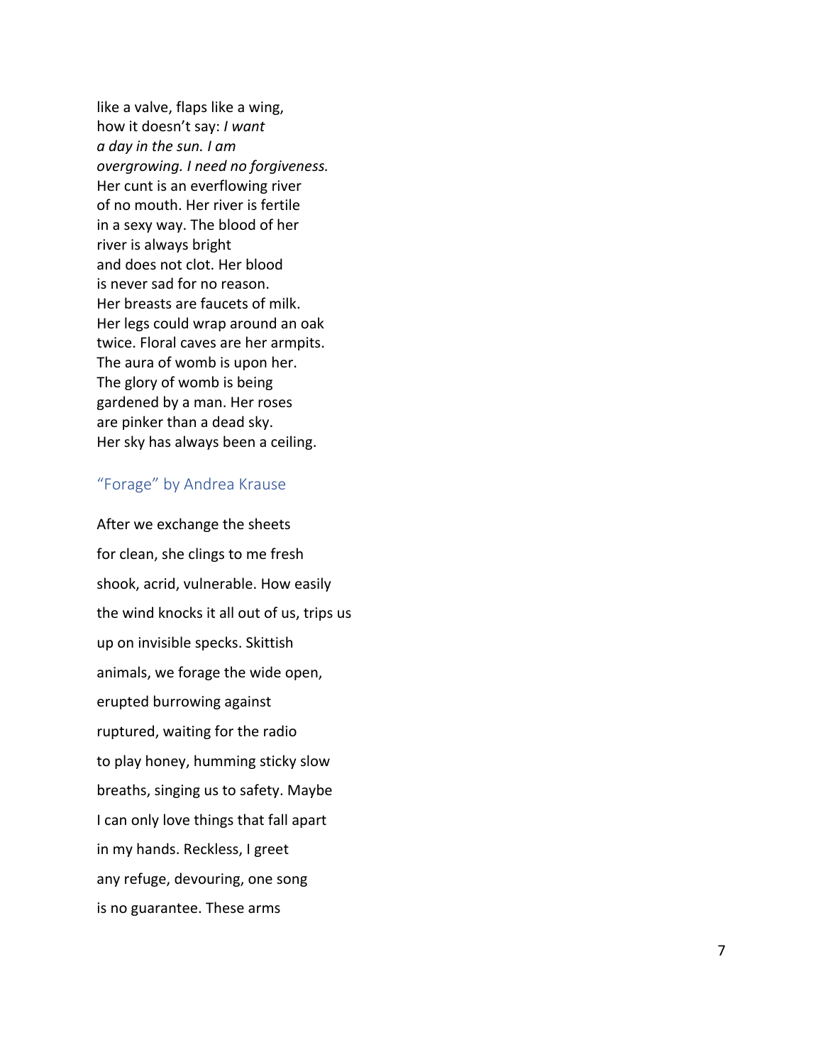like a valve, flaps like a wing,
how it doesn't say: *I want*
*a day in the sun. I am*
*overgrowing. I need no forgiveness.*
Her cunt is an everflowing river
of no mouth. Her river is fertile
in a sexy way. The blood of her
river is always bright
and does not clot. Her blood
is never sad for no reason.
Her breasts are faucets of milk.
Her legs could wrap around an oak
twice. Floral caves are her armpits.
The aura of womb is upon her.
The glory of womb is being
gardened by a man. Her roses
are pinker than a dead sky.
Her sky has always been a ceiling.

## "Forage" by Andrea Krause

After we exchange the sheets
for clean, she clings to me fresh
shook, acrid, vulnerable. How easily
the wind knocks it all out of us, trips us
up on invisible specks. Skittish
animals, we forage the wide open,
erupted burrowing against
ruptured, waiting for the radio
to play honey, humming sticky slow
breaths, singing us to safety. Maybe
I can only love things that fall apart
in my hands. Reckless, I greet
any refuge, devouring, one song
is no guarantee. These arms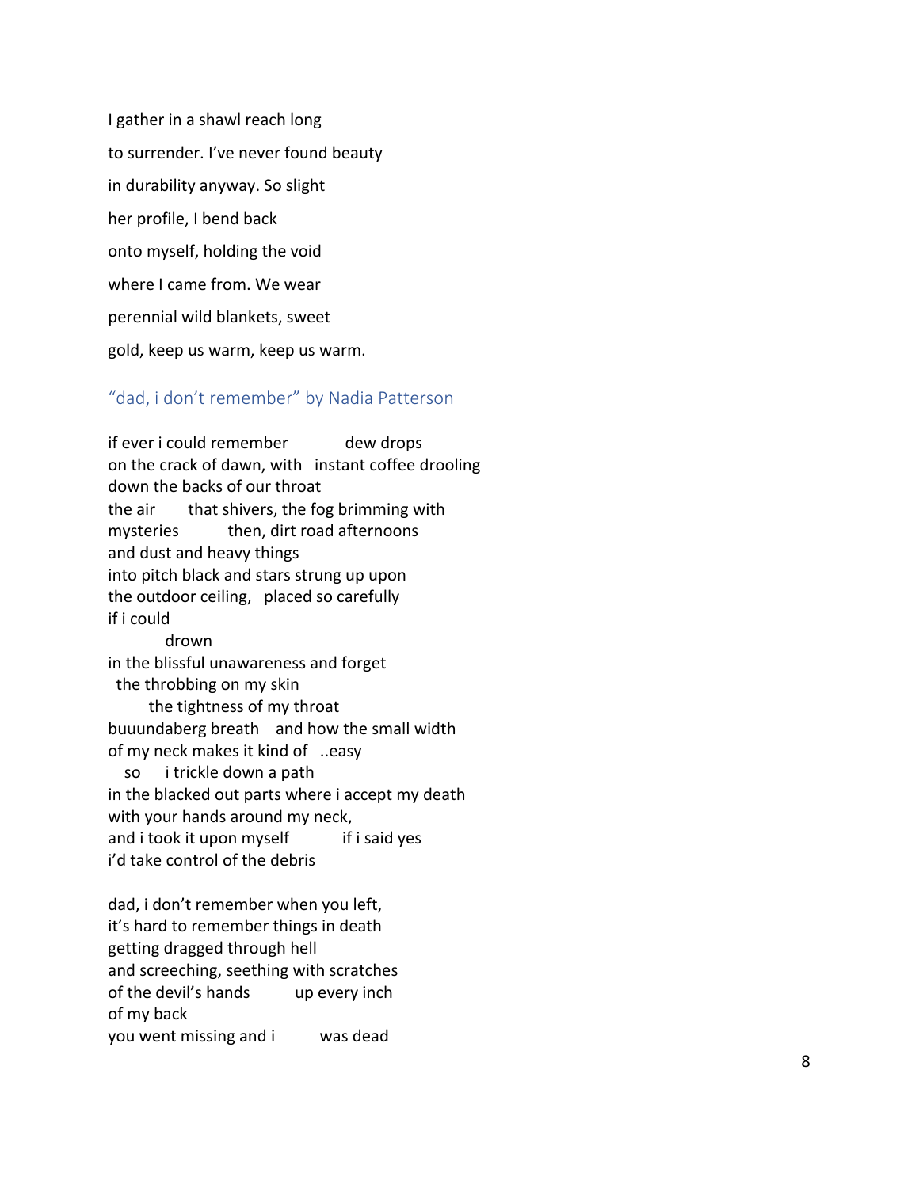I gather in a shawl reach long

to surrender. I've never found beauty

in durability anyway. So slight

her profile, I bend back

onto myself, holding the void

where I came from. We wear

perennial wild blankets, sweet

gold, keep us warm, keep us warm.

## "dad, i don't remember" by Nadia Patterson

if ever i could remember          dew drops
on the crack of dawn, with   instant coffee drooling
down the backs of our throat
the air       that shivers, the fog brimming with
mysteries          then, dirt road afternoons
and dust and heavy things
into pitch black and stars strung up upon
the outdoor ceiling,   placed so carefully
if i could
          drown
in the blissful unawareness and forget
  the throbbing on my skin
       the tightness of my throat
buuundaberg breath    and how the small width
of my neck makes it kind of   ..easy
   so      i trickle down a path
in the blacked out parts where i accept my death
with your hands around my neck,
and i took it upon myself          if i said yes
i'd take control of the debris

dad, i don't remember when you left,
it's hard to remember things in death
getting dragged through hell
and screeching, seething with scratches
of the devil's hands          up every inch
of my back
you went missing and i          was dead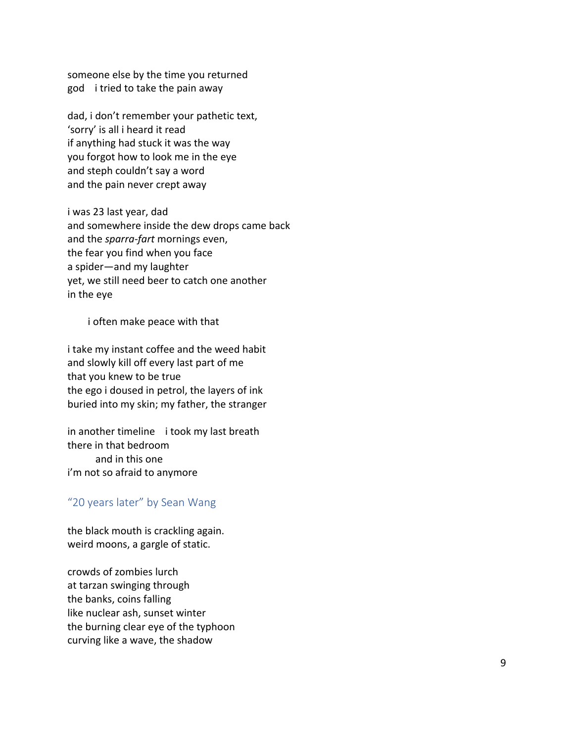someone else by the time you returned  
god    i tried to take the pain away

dad, i don't remember your pathetic text,  
'sorry' is all i heard it read  
if anything had stuck it was the way  
you forgot how to look me in the eye  
and steph couldn't say a word  
and the pain never crept away

i was 23 last year, dad  
and somewhere inside the dew drops came back  
and the *sparra-fart* mornings even,  
the fear you find when you face  
a spider—and my laughter  
yet, we still need beer to catch one another  
in the eye

&nbsp;&nbsp;&nbsp;&nbsp;&nbsp;&nbsp;&nbsp;&nbsp;i often make peace with that

i take my instant coffee and the weed habit  
and slowly kill off every last part of me  
that you knew to be true  
the ego i doused in petrol, the layers of ink  
buried into my skin; my father, the stranger

in another timeline    i took my last breath  
there in that bedroom  
&nbsp;&nbsp;&nbsp;&nbsp;&nbsp;&nbsp;&nbsp;&nbsp;&nbsp;&nbsp;and in this one  
i'm not so afraid to anymore

### "20 years later" by Sean Wang

the black mouth is crackling again.  
weird moons, a gargle of static.

crowds of zombies lurch  
at tarzan swinging through  
the banks, coins falling  
like nuclear ash, sunset winter  
the burning clear eye of the typhoon  
curving like a wave, the shadow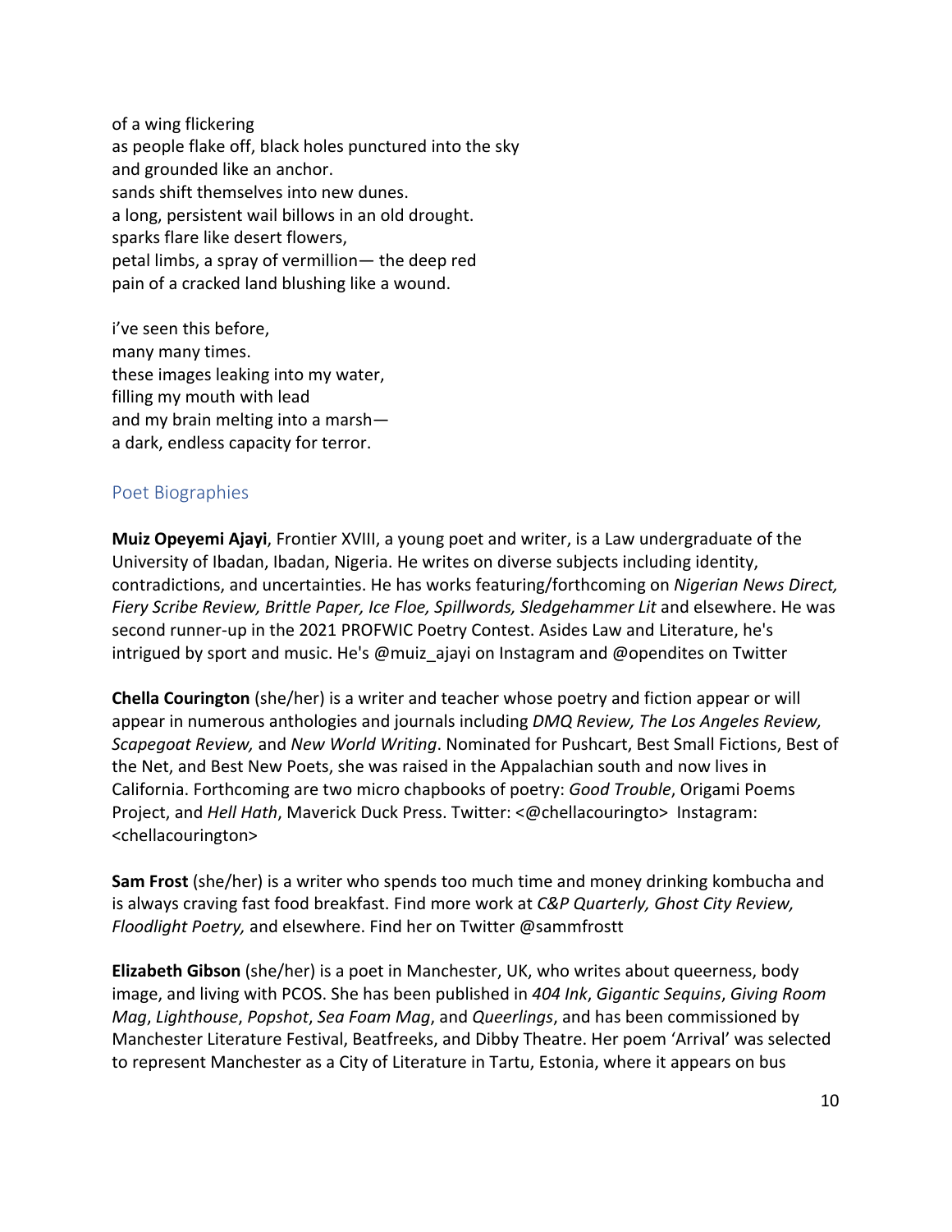of a wing flickering
as people flake off, black holes punctured into the sky
and grounded like an anchor.
sands shift themselves into new dunes.
a long, persistent wail billows in an old drought.
sparks flare like desert flowers,
petal limbs, a spray of vermillion— the deep red
pain of a cracked land blushing like a wound.

i've seen this before,
many many times.
these images leaking into my water,
filling my mouth with lead
and my brain melting into a marsh—
a dark, endless capacity for terror.

## Poet Biographies

**Muiz Opeyemi Ajayi**, Frontier XVIII, a young poet and writer, is a Law undergraduate of the University of Ibadan, Ibadan, Nigeria. He writes on diverse subjects including identity, contradictions, and uncertainties. He has works featuring/forthcoming on *Nigerian News Direct, Fiery Scribe Review, Brittle Paper, Ice Floe, Spillwords, Sledgehammer Lit* and elsewhere. He was second runner-up in the 2021 PROFWIC Poetry Contest. Asides Law and Literature, he's intrigued by sport and music. He's @muiz_ajayi on Instagram and @opendites on Twitter

**Chella Courington** (she/her) is a writer and teacher whose poetry and fiction appear or will appear in numerous anthologies and journals including *DMQ Review, The Los Angeles Review, Scapegoat Review,* and *New World Writing*. Nominated for Pushcart, Best Small Fictions, Best of the Net, and Best New Poets, she was raised in the Appalachian south and now lives in California. Forthcoming are two micro chapbooks of poetry: *Good Trouble*, Origami Poems Project, and *Hell Hath*, Maverick Duck Press. Twitter: <@chellacouringto> Instagram: <chellacourington>

**Sam Frost** (she/her) is a writer who spends too much time and money drinking kombucha and is always craving fast food breakfast. Find more work at *C&P Quarterly, Ghost City Review, Floodlight Poetry,* and elsewhere. Find her on Twitter @sammfrostt

**Elizabeth Gibson** (she/her) is a poet in Manchester, UK, who writes about queerness, body image, and living with PCOS. She has been published in *404 Ink*, *Gigantic Sequins*, *Giving Room Mag*, *Lighthouse*, *Popshot*, *Sea Foam Mag*, and *Queerlings*, and has been commissioned by Manchester Literature Festival, Beatfreeks, and Dibby Theatre. Her poem 'Arrival' was selected to represent Manchester as a City of Literature in Tartu, Estonia, where it appears on bus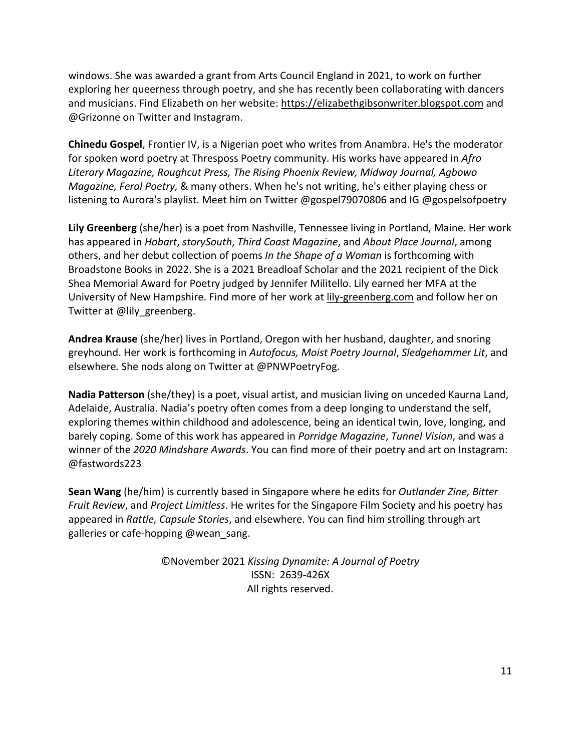windows. She was awarded a grant from Arts Council England in 2021, to work on further exploring her queerness through poetry, and she has recently been collaborating with dancers and musicians. Find Elizabeth on her website: https://elizabethgibsonwriter.blogspot.com and @Grizonne on Twitter and Instagram.

**Chinedu Gospel**, Frontier IV, is a Nigerian poet who writes from Anambra. He's the moderator for spoken word poetry at Thresposs Poetry community. His works have appeared in *Afro Literary Magazine, Roughcut Press, The Rising Phoenix Review, Midway Journal, Agbowo Magazine, Feral Poetry,* & many others. When he's not writing, he's either playing chess or listening to Aurora's playlist. Meet him on Twitter @gospel79070806 and IG @gospelsofpoetry

**Lily Greenberg** (she/her) is a poet from Nashville, Tennessee living in Portland, Maine. Her work has appeared in *Hobart*, *storySouth*, *Third Coast Magazine*, and *About Place Journal*, among others, and her debut collection of poems *In the Shape of a Woman* is forthcoming with Broadstone Books in 2022. She is a 2021 Breadloaf Scholar and the 2021 recipient of the Dick Shea Memorial Award for Poetry judged by Jennifer Militello. Lily earned her MFA at the University of New Hampshire. Find more of her work at lily-greenberg.com and follow her on Twitter at @lily_greenberg.

**Andrea Krause** (she/her) lives in Portland, Oregon with her husband, daughter, and snoring greyhound. Her work is forthcoming in *Autofocus, Moist Poetry Journal*, *Sledgehammer Lit*, and elsewhere. She nods along on Twitter at @PNWPoetryFog.

**Nadia Patterson** (she/they) is a poet, visual artist, and musician living on unceded Kaurna Land, Adelaide, Australia. Nadia's poetry often comes from a deep longing to understand the self, exploring themes within childhood and adolescence, being an identical twin, love, longing, and barely coping. Some of this work has appeared in *Porridge Magazine*, *Tunnel Vision*, and was a winner of the *2020 Mindshare Awards*. You can find more of their poetry and art on Instagram: @fastwords223

**Sean Wang** (he/him) is currently based in Singapore where he edits for *Outlander Zine, Bitter Fruit Review*, and *Project Limitless*. He writes for the Singapore Film Society and his poetry has appeared in *Rattle, Capsule Stories*, and elsewhere. You can find him strolling through art galleries or cafe-hopping @wean_sang.

©November 2021 *Kissing Dynamite: A Journal of Poetry*
ISSN: 2639-426X
All rights reserved.